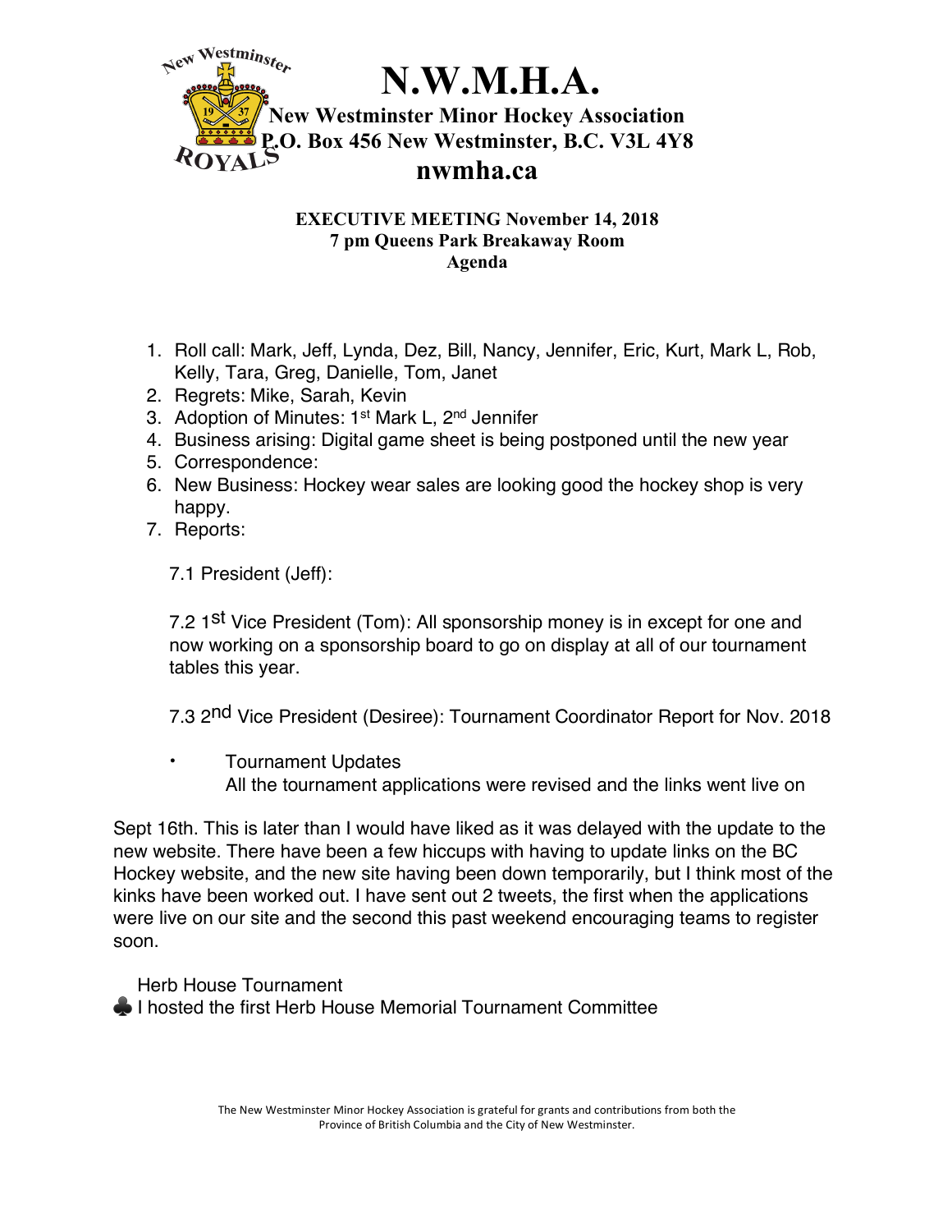# N.W.M.H.A.

**New Westminster Minor Hockey Association**
**P.O. Box 456 New Westminster, B.C. V3L 4Y8**
**nwmha.ca**

**EXECUTIVE MEETING November 14, 2018**
**7 pm Queens Park Breakaway Room**
**Agenda**

1. Roll call: Mark, Jeff, Lynda, Dez, Bill, Nancy, Jennifer, Eric, Kurt, Mark L, Rob, Kelly, Tara, Greg, Danielle, Tom, Janet
2. Regrets: Mike, Sarah, Kevin
3. Adoption of Minutes: 1st Mark L, 2nd Jennifer
4. Business arising: Digital game sheet is being postponed until the new year
5. Correspondence:
6. New Business: Hockey wear sales are looking good the hockey shop is very happy.
7. Reports:

7.1 President (Jeff):

7.2 1st Vice President (Tom): All sponsorship money is in except for one and now working on a sponsorship board to go on display at all of our tournament tables this year.

7.3 2nd Vice President (Desiree): Tournament Coordinator Report for Nov. 2018

- Tournament Updates
  All the tournament applications were revised and the links went live on

Sept 16th. This is later than I would have liked as it was delayed with the update to the new website. There have been a few hiccups with having to update links on the BC Hockey website, and the new site having been down temporarily, but I think most of the kinks have been worked out. I have sent out 2 tweets, the first when the applications were live on our site and the second this past weekend encouraging teams to register soon.

Herb House Tournament

♣ I hosted the first Herb House Memorial Tournament Committee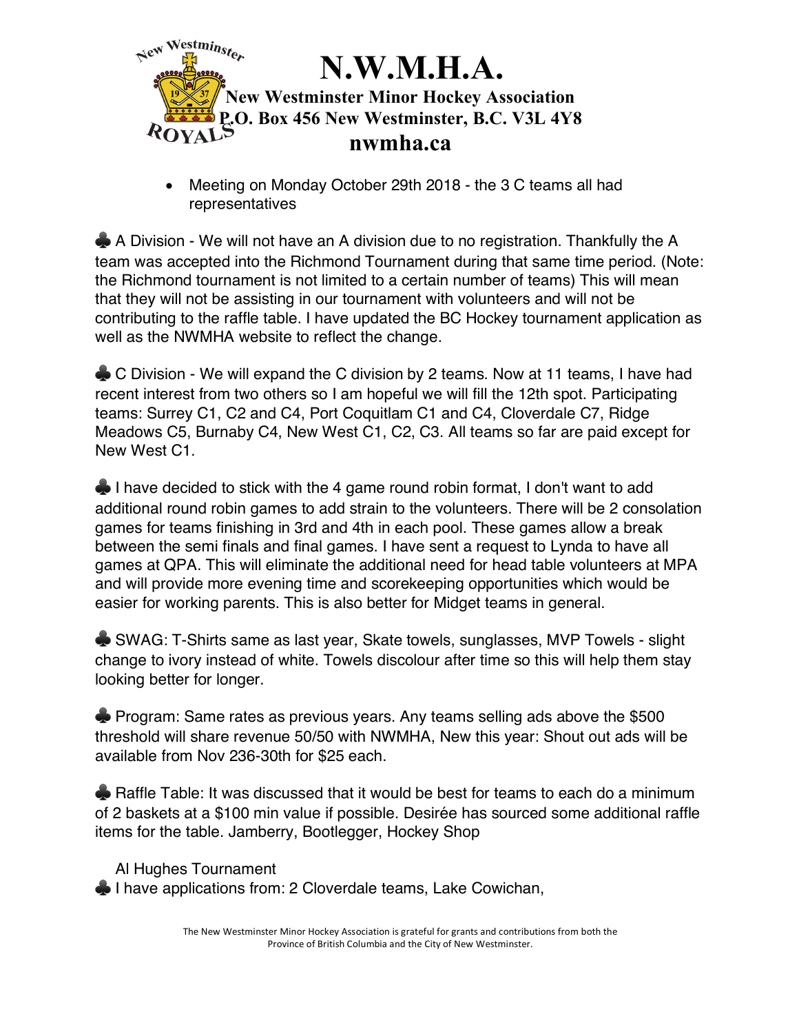- Meeting on Monday October 29th 2018 - the 3 C teams all had representatives

♣ A Division - We will not have an A division due to no registration. Thankfully the A team was accepted into the Richmond Tournament during that same time period. (Note: the Richmond tournament is not limited to a certain number of teams) This will mean that they will not be assisting in our tournament with volunteers and will not be contributing to the raffle table. I have updated the BC Hockey tournament application as well as the NWMHA website to reflect the change.

♣ C Division - We will expand the C division by 2 teams. Now at 11 teams, I have had recent interest from two others so I am hopeful we will fill the 12th spot. Participating teams: Surrey C1, C2 and C4, Port Coquitlam C1 and C4, Cloverdale C7, Ridge Meadows C5, Burnaby C4, New West C1, C2, C3. All teams so far are paid except for New West C1.

♣ I have decided to stick with the 4 game round robin format, I don't want to add additional round robin games to add strain to the volunteers. There will be 2 consolation games for teams finishing in 3rd and 4th in each pool. These games allow a break between the semi finals and final games. I have sent a request to Lynda to have all games at QPA. This will eliminate the additional need for head table volunteers at MPA and will provide more evening time and scorekeeping opportunities which would be easier for working parents. This is also better for Midget teams in general.

♣ SWAG: T-Shirts same as last year, Skate towels, sunglasses, MVP Towels - slight change to ivory instead of white. Towels discolour after time so this will help them stay looking better for longer.

♣ Program: Same rates as previous years. Any teams selling ads above the $500 threshold will share revenue 50/50 with NWMHA, New this year: Shout out ads will be available from Nov 236-30th for $25 each.

♣ Raffle Table: It was discussed that it would be best for teams to each do a minimum of 2 baskets at a $100 min value if possible. Desirée has sourced some additional raffle items for the table. Jamberry, Bootlegger, Hockey Shop

Al Hughes Tournament

♣ I have applications from: 2 Cloverdale teams, Lake Cowichan,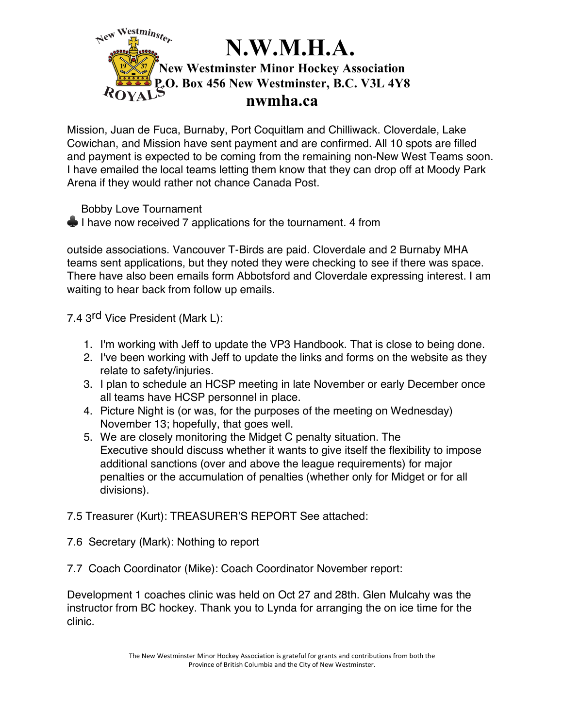Mission, Juan de Fuca, Burnaby, Port Coquitlam and Chilliwack. Cloverdale, Lake Cowichan, and Mission have sent payment and are confirmed. All 10 spots are filled and payment is expected to be coming from the remaining non-New West Teams soon. I have emailed the local teams letting them know that they can drop off at Moody Park Arena if they would rather not chance Canada Post.

Bobby Love Tournament

♣ I have now received 7 applications for the tournament. 4 from

outside associations. Vancouver T-Birds are paid. Cloverdale and 2 Burnaby MHA teams sent applications, but they noted they were checking to see if there was space. There have also been emails form Abbotsford and Cloverdale expressing interest. I am waiting to hear back from follow up emails.

7.4 3rd Vice President (Mark L):

1. I'm working with Jeff to update the VP3 Handbook. That is close to being done.
2. I've been working with Jeff to update the links and forms on the website as they relate to safety/injuries.
3. I plan to schedule an HCSP meeting in late November or early December once all teams have HCSP personnel in place.
4. Picture Night is (or was, for the purposes of the meeting on Wednesday) November 13; hopefully, that goes well.
5. We are closely monitoring the Midget C penalty situation. The Executive should discuss whether it wants to give itself the flexibility to impose additional sanctions (over and above the league requirements) for major penalties or the accumulation of penalties (whether only for Midget or for all divisions).

7.5 Treasurer (Kurt): TREASURER'S REPORT See attached:

7.6 Secretary (Mark): Nothing to report

7.7 Coach Coordinator (Mike): Coach Coordinator November report:

Development 1 coaches clinic was held on Oct 27 and 28th. Glen Mulcahy was the instructor from BC hockey. Thank you to Lynda for arranging the on ice time for the clinic.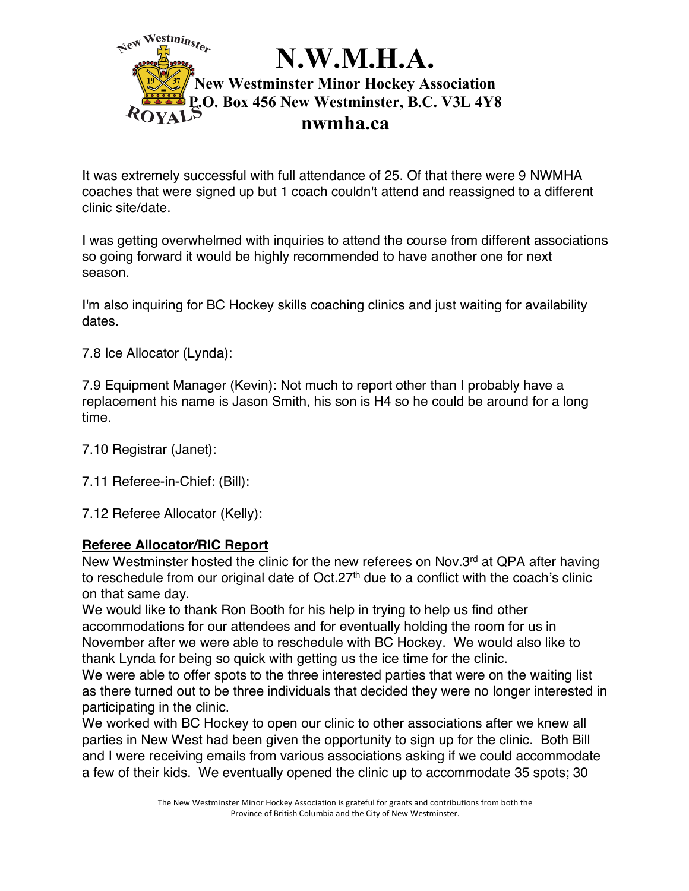It was extremely successful with full attendance of 25. Of that there were 9 NWMHA coaches that were signed up but 1 coach couldn't attend and reassigned to a different clinic site/date.

I was getting overwhelmed with inquiries to attend the course from different associations so going forward it would be highly recommended to have another one for next season.

I'm also inquiring for BC Hockey skills coaching clinics and just waiting for availability dates.

7.8 Ice Allocator (Lynda):

7.9 Equipment Manager (Kevin): Not much to report other than I probably have a replacement his name is Jason Smith, his son is H4 so he could be around for a long time.

7.10 Registrar (Janet):

7.11 Referee-in-Chief: (Bill):

7.12 Referee Allocator (Kelly):

**Referee Allocator/RIC Report**

New Westminster hosted the clinic for the new referees on Nov.3rd at QPA after having to reschedule from our original date of Oct.27th due to a conflict with the coach's clinic on that same day.

We would like to thank Ron Booth for his help in trying to help us find other accommodations for our attendees and for eventually holding the room for us in November after we were able to reschedule with BC Hockey. We would also like to thank Lynda for being so quick with getting us the ice time for the clinic.

We were able to offer spots to the three interested parties that were on the waiting list as there turned out to be three individuals that decided they were no longer interested in participating in the clinic.

We worked with BC Hockey to open our clinic to other associations after we knew all parties in New West had been given the opportunity to sign up for the clinic. Both Bill and I were receiving emails from various associations asking if we could accommodate a few of their kids. We eventually opened the clinic up to accommodate 35 spots; 30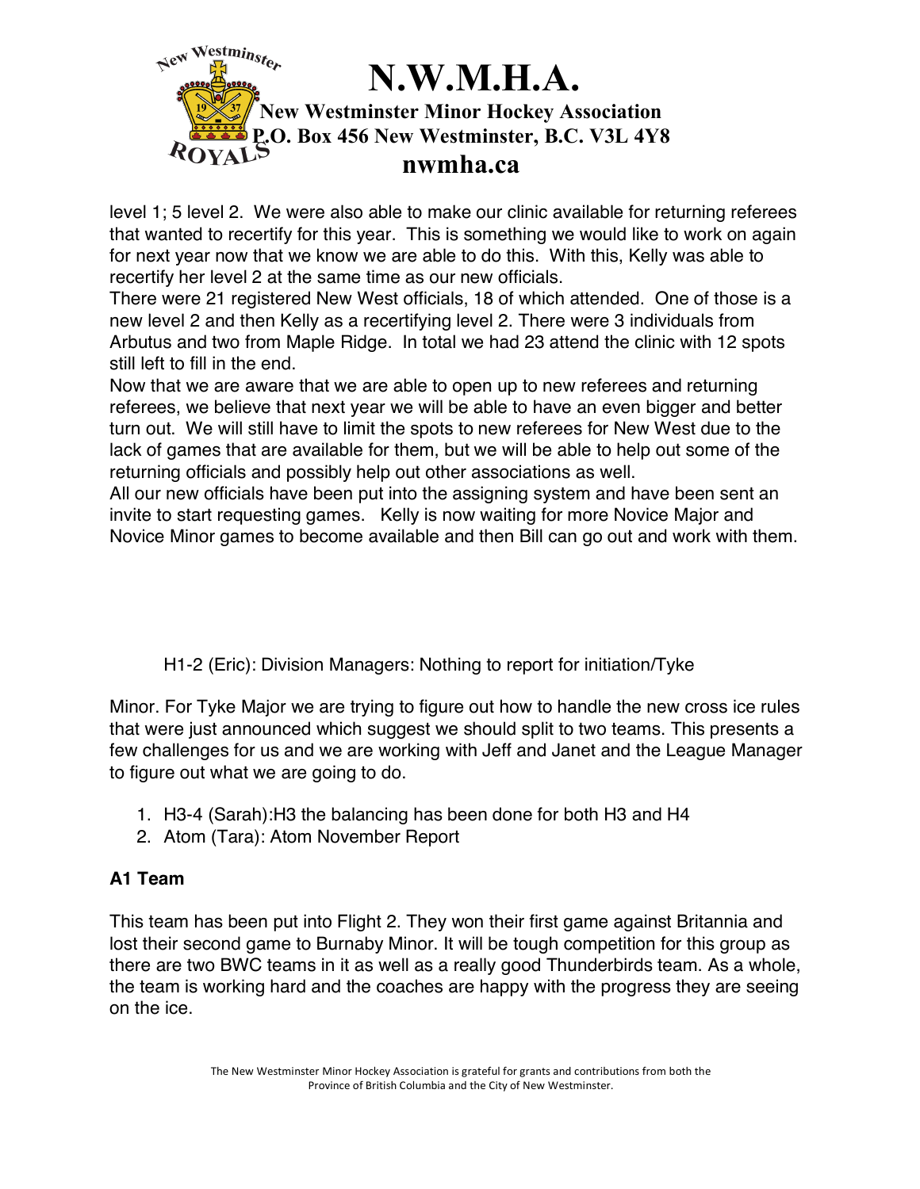level 1; 5 level 2. We were also able to make our clinic available for returning referees that wanted to recertify for this year. This is something we would like to work on again for next year now that we know we are able to do this. With this, Kelly was able to recertify her level 2 at the same time as our new officials.
There were 21 registered New West officials, 18 of which attended. One of those is a new level 2 and then Kelly as a recertifying level 2. There were 3 individuals from Arbutus and two from Maple Ridge. In total we had 23 attend the clinic with 12 spots still left to fill in the end.
Now that we are aware that we are able to open up to new referees and returning referees, we believe that next year we will be able to have an even bigger and better turn out. We will still have to limit the spots to new referees for New West due to the lack of games that are available for them, but we will be able to help out some of the returning officials and possibly help out other associations as well.
All our new officials have been put into the assigning system and have been sent an invite to start requesting games. Kelly is now waiting for more Novice Major and Novice Minor games to become available and then Bill can go out and work with them.

H1-2 (Eric): Division Managers: Nothing to report for initiation/Tyke

Minor. For Tyke Major we are trying to figure out how to handle the new cross ice rules that were just announced which suggest we should split to two teams. This presents a few challenges for us and we are working with Jeff and Janet and the League Manager to figure out what we are going to do.

1. H3-4 (Sarah):H3 the balancing has been done for both H3 and H4
2. Atom (Tara): Atom November Report

**A1 Team**

This team has been put into Flight 2. They won their first game against Britannia and lost their second game to Burnaby Minor. It will be tough competition for this group as there are two BWC teams in it as well as a really good Thunderbirds team. As a whole, the team is working hard and the coaches are happy with the progress they are seeing on the ice.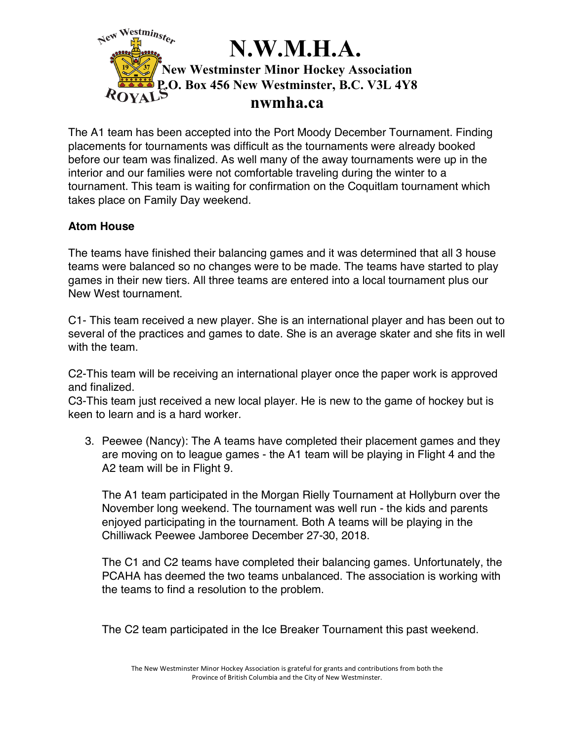# N.W.M.H.A.

**New Westminster Minor Hockey Association**
**P.O. Box 456 New Westminster, B.C. V3L 4Y8**
**nwmha.ca**

The A1 team has been accepted into the Port Moody December Tournament. Finding placements for tournaments was difficult as the tournaments were already booked before our team was finalized. As well many of the away tournaments were up in the interior and our families were not comfortable traveling during the winter to a tournament. This team is waiting for confirmation on the Coquitlam tournament which takes place on Family Day weekend.

**Atom House**

The teams have finished their balancing games and it was determined that all 3 house teams were balanced so no changes were to be made. The teams have started to play games in their new tiers. All three teams are entered into a local tournament plus our New West tournament.

C1- This team received a new player. She is an international player and has been out to several of the practices and games to date. She is an average skater and she fits in well with the team.

C2-This team will be receiving an international player once the paper work is approved and finalized.
C3-This team just received a new local player. He is new to the game of hockey but is keen to learn and is a hard worker.

3. Peewee (Nancy): The A teams have completed their placement games and they are moving on to league games - the A1 team will be playing in Flight 4 and the A2 team will be in Flight 9.

   The A1 team participated in the Morgan Rielly Tournament at Hollyburn over the November long weekend. The tournament was well run - the kids and parents enjoyed participating in the tournament. Both A teams will be playing in the Chilliwack Peewee Jamboree December 27-30, 2018.

   The C1 and C2 teams have completed their balancing games. Unfortunately, the PCAHA has deemed the two teams unbalanced. The association is working with the teams to find a resolution to the problem.

   The C2 team participated in the Ice Breaker Tournament this past weekend.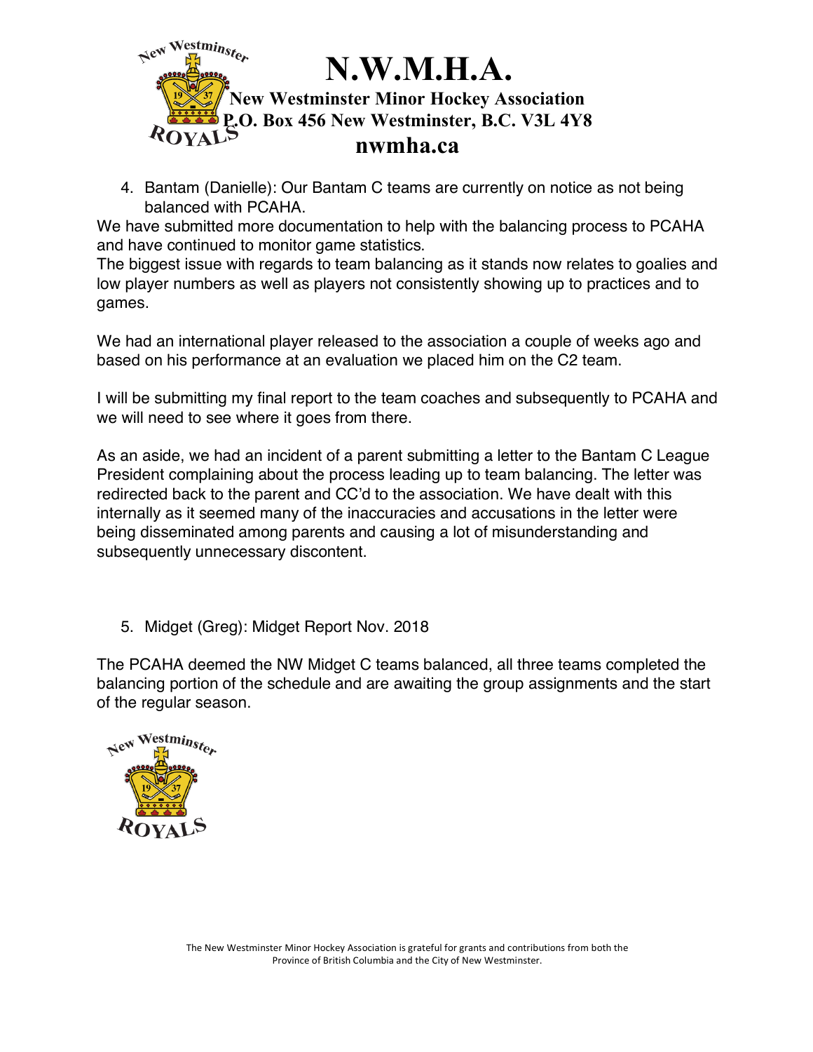4. Bantam (Danielle): Our Bantam C teams are currently on notice as not being balanced with PCAHA.

We have submitted more documentation to help with the balancing process to PCAHA and have continued to monitor game statistics.
The biggest issue with regards to team balancing as it stands now relates to goalies and low player numbers as well as players not consistently showing up to practices and to games.

We had an international player released to the association a couple of weeks ago and based on his performance at an evaluation we placed him on the C2 team.

I will be submitting my final report to the team coaches and subsequently to PCAHA and we will need to see where it goes from there.

As an aside, we had an incident of a parent submitting a letter to the Bantam C League President complaining about the process leading up to team balancing. The letter was redirected back to the parent and CC'd to the association. We have dealt with this internally as it seemed many of the inaccuracies and accusations in the letter were being disseminated among parents and causing a lot of misunderstanding and subsequently unnecessary discontent.

5. Midget (Greg): Midget Report Nov. 2018

The PCAHA deemed the NW Midget C teams balanced, all three teams completed the balancing portion of the schedule and are awaiting the group assignments and the start of the regular season.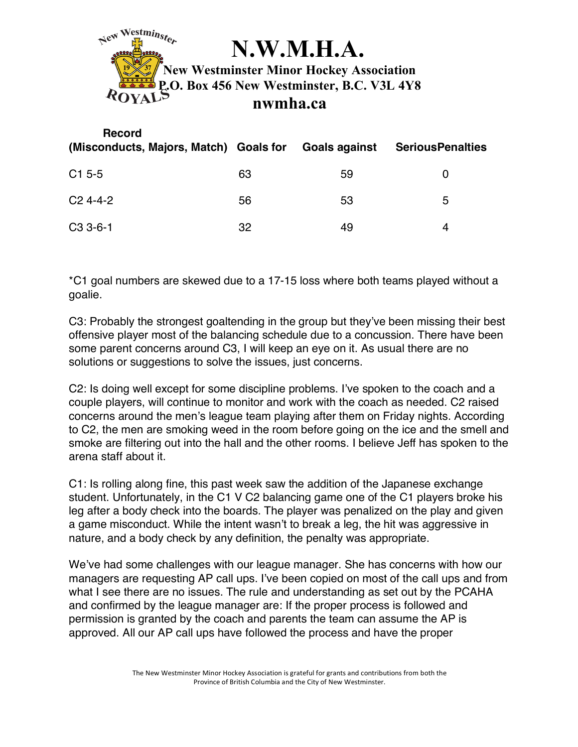# N.W.M.H.A.

**New Westminster Minor Hockey Association**
**P.O. Box 456 New Westminster, B.C. V3L 4Y8**
**nwmha.ca**

| Record (Misconducts, Majors, Match) | Goals for | Goals against | SeriousPenalties |
|---|---|---|---|
| C1 5-5 | 63 | 59 | 0 |
| C2 4-4-2 | 56 | 53 | 5 |
| C3 3-6-1 | 32 | 49 | 4 |

*C1 goal numbers are skewed due to a 17-15 loss where both teams played without a goalie.

C3: Probably the strongest goaltending in the group but they've been missing their best offensive player most of the balancing schedule due to a concussion. There have been some parent concerns around C3, I will keep an eye on it. As usual there are no solutions or suggestions to solve the issues, just concerns.

C2: Is doing well except for some discipline problems. I've spoken to the coach and a couple players, will continue to monitor and work with the coach as needed. C2 raised concerns around the men's league team playing after them on Friday nights. According to C2, the men are smoking weed in the room before going on the ice and the smell and smoke are filtering out into the hall and the other rooms. I believe Jeff has spoken to the arena staff about it.

C1: Is rolling along fine, this past week saw the addition of the Japanese exchange student. Unfortunately, in the C1 V C2 balancing game one of the C1 players broke his leg after a body check into the boards. The player was penalized on the play and given a game misconduct. While the intent wasn't to break a leg, the hit was aggressive in nature, and a body check by any definition, the penalty was appropriate.

We've had some challenges with our league manager. She has concerns with how our managers are requesting AP call ups. I've been copied on most of the call ups and from what I see there are no issues. The rule and understanding as set out by the PCAHA and confirmed by the league manager are: If the proper process is followed and permission is granted by the coach and parents the team can assume the AP is approved. All our AP call ups have followed the process and have the proper

The New Westminster Minor Hockey Association is grateful for grants and contributions from both the Province of British Columbia and the City of New Westminster.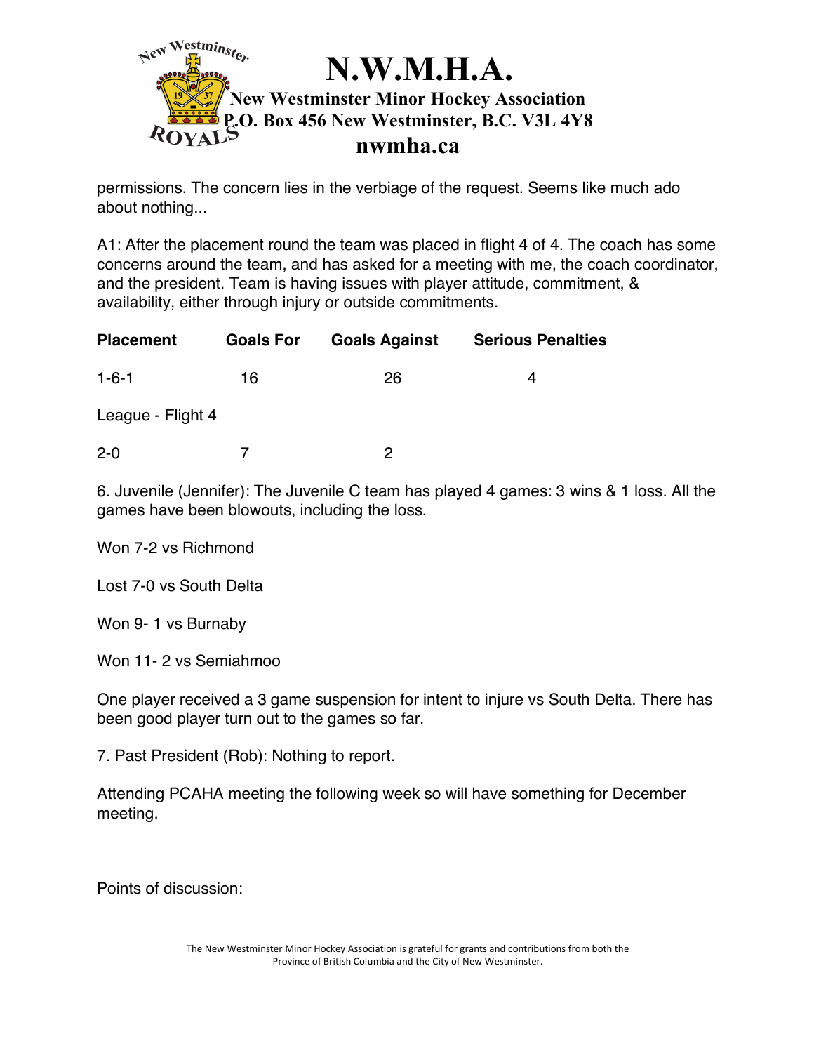permissions. The concern lies in the verbiage of the request. Seems like much ado about nothing...

A1: After the placement round the team was placed in flight 4 of 4. The coach has some concerns around the team, and has asked for a meeting with me, the coach coordinator, and the president. Team is having issues with player attitude, commitment, & availability, either through injury or outside commitments.

| Placement | Goals For | Goals Against | Serious Penalties |
|---|---|---|---|
| 1-6-1 | 16 | 26 | 4 |
| League - Flight 4 | | | |
| 2-0 | 7 | 2 | |

6. Juvenile (Jennifer): The Juvenile C team has played 4 games: 3 wins & 1 loss. All the games have been blowouts, including the loss.

Won 7-2 vs Richmond

Lost 7-0 vs South Delta

Won 9- 1 vs Burnaby

Won 11- 2 vs Semiahmoo

One player received a 3 game suspension for intent to injure vs South Delta. There has been good player turn out to the games so far.

7. Past President (Rob): Nothing to report.

Attending PCAHA meeting the following week so will have something for December meeting.

Points of discussion: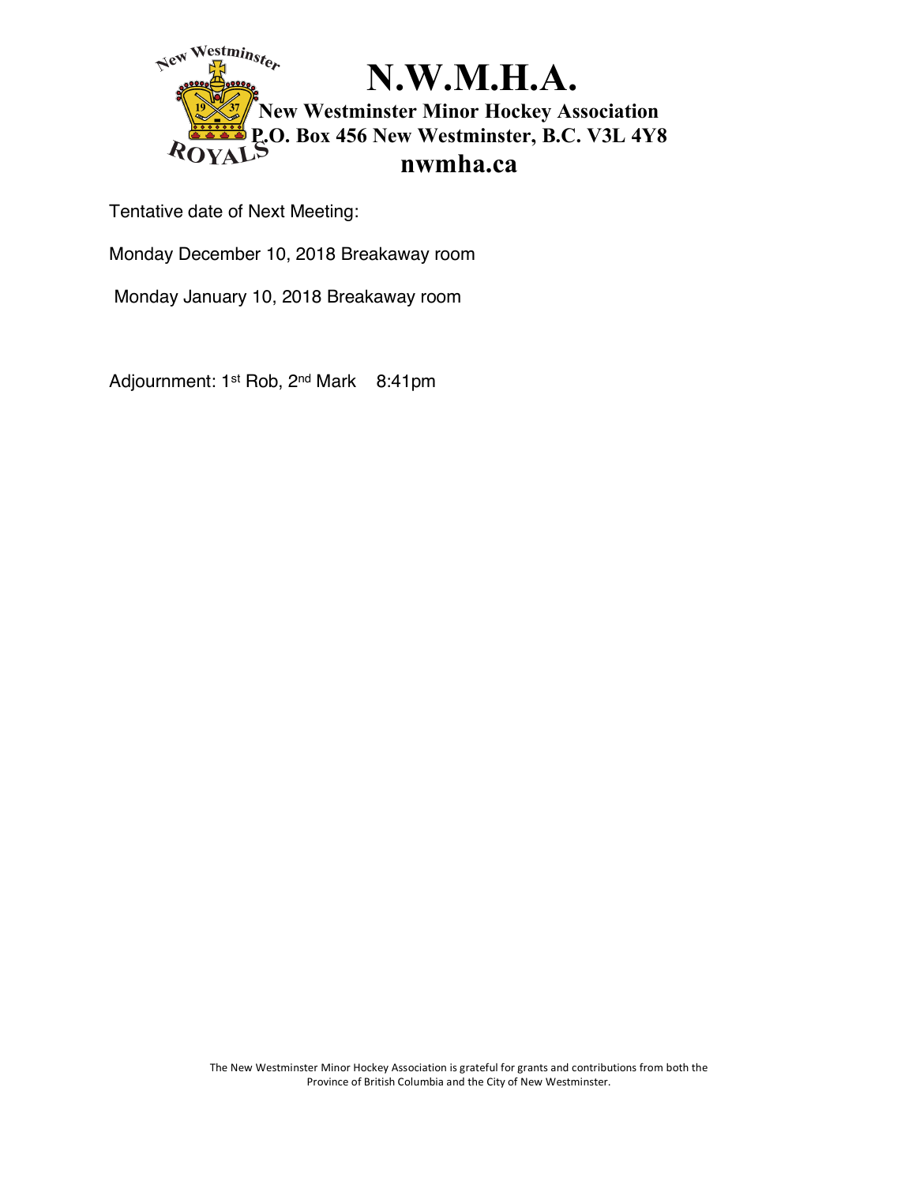# N.W.M.H.A.

**New Westminster Minor Hockey Association**
**P.O. Box 456 New Westminster, B.C. V3L 4Y8**
**nwmha.ca**

Tentative date of Next Meeting:

Monday December 10, 2018 Breakaway room

Monday January 10, 2018 Breakaway room

Adjournment: 1st Rob, 2nd Mark 8:41pm

The New Westminster Minor Hockey Association is grateful for grants and contributions from both the Province of British Columbia and the City of New Westminster.